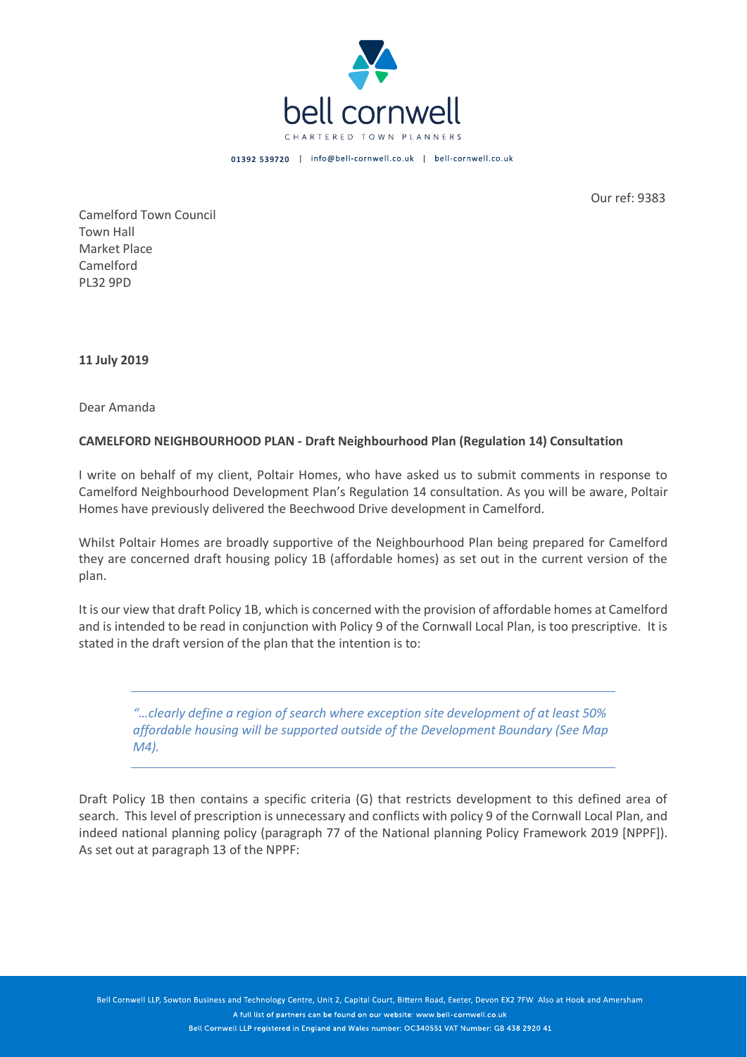bell cornwell

CHARTERED TOWN PLANNERS

01392 539720 | info@bell-cornwell.co.uk | bell-cornwell.co.uk

Our ref: 9383

Camelford Town Council
Town Hall
Market Place
Camelford
PL32 9PD

**11 July 2019**

Dear Amanda

**CAMELFORD NEIGHBOURHOOD PLAN - Draft Neighbourhood Plan (Regulation 14) Consultation**

I write on behalf of my client, Poltair Homes, who have asked us to submit comments in response to Camelford Neighbourhood Development Plan's Regulation 14 consultation. As you will be aware, Poltair Homes have previously delivered the Beechwood Drive development in Camelford.

Whilst Poltair Homes are broadly supportive of the Neighbourhood Plan being prepared for Camelford they are concerned draft housing policy 1B (affordable homes) as set out in the current version of the plan.

It is our view that draft Policy 1B, which is concerned with the provision of affordable homes at Camelford and is intended to be read in conjunction with Policy 9 of the Cornwall Local Plan, is too prescriptive. It is stated in the draft version of the plan that the intention is to:

> *"…clearly define a region of search where exception site development of at least 50% affordable housing will be supported outside of the Development Boundary (See Map M4).*

Draft Policy 1B then contains a specific criteria (G) that restricts development to this defined area of search. This level of prescription is unnecessary and conflicts with policy 9 of the Cornwall Local Plan, and indeed national planning policy (paragraph 77 of the National planning Policy Framework 2019 [NPPF]). As set out at paragraph 13 of the NPPF:

Bell Cornwell LLP, Sowton Business and Technology Centre, Unit 2, Capital Court, Bittern Road, Exeter, Devon EX2 7FW Also at Hook and Amersham
A full list of partners can be found on our website: www.bell-cornwell.co.uk
Bell Cornwell LLP registered in England and Wales number: OC340551 VAT Number: GB 438 2920 41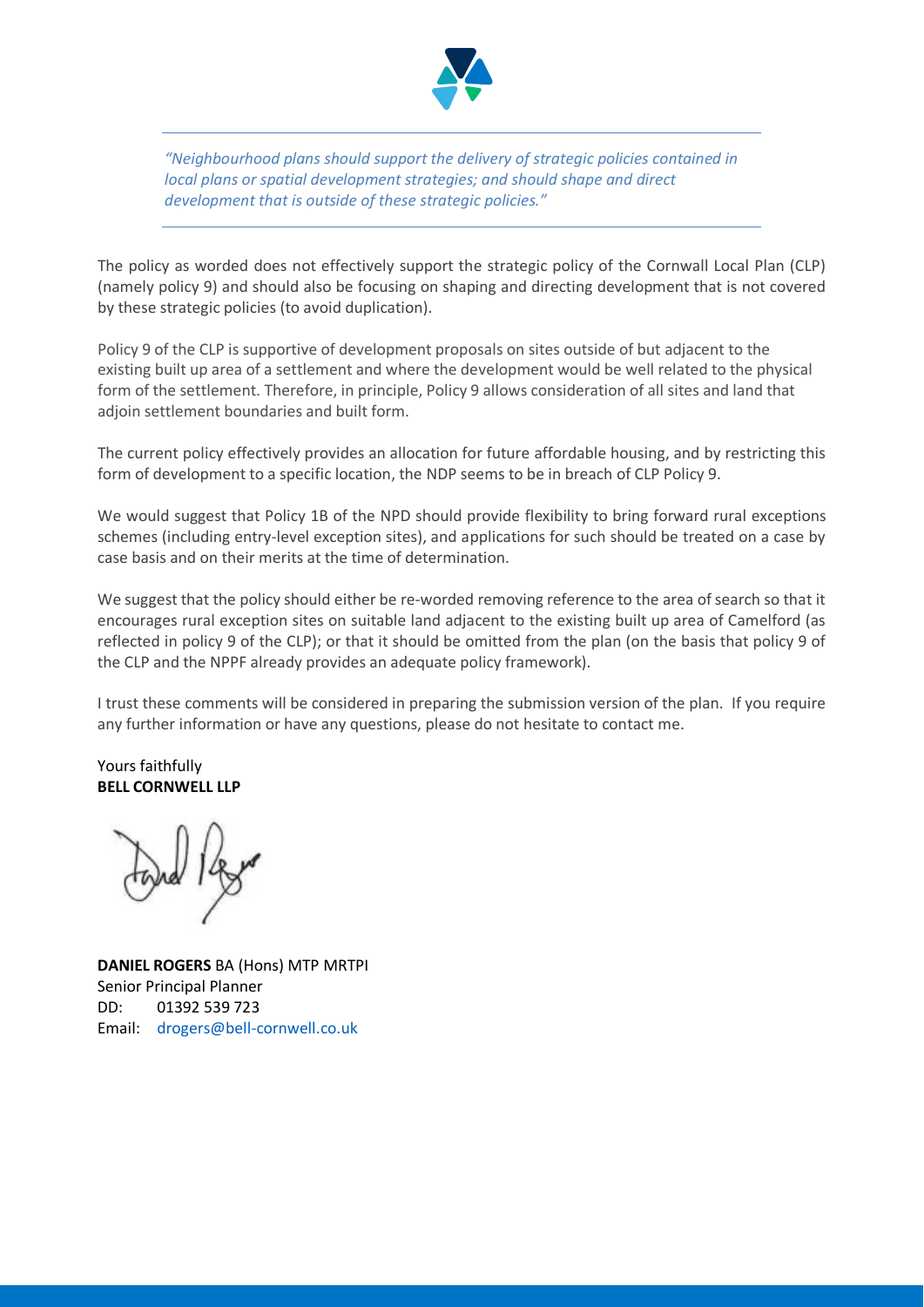> *"Neighbourhood plans should support the delivery of strategic policies contained in local plans or spatial development strategies; and should shape and direct development that is outside of these strategic policies."*

The policy as worded does not effectively support the strategic policy of the Cornwall Local Plan (CLP) (namely policy 9) and should also be focusing on shaping and directing development that is not covered by these strategic policies (to avoid duplication).

Policy 9 of the CLP is supportive of development proposals on sites outside of but adjacent to the existing built up area of a settlement and where the development would be well related to the physical form of the settlement. Therefore, in principle, Policy 9 allows consideration of all sites and land that adjoin settlement boundaries and built form.

The current policy effectively provides an allocation for future affordable housing, and by restricting this form of development to a specific location, the NDP seems to be in breach of CLP Policy 9.

We would suggest that Policy 1B of the NPD should provide flexibility to bring forward rural exceptions schemes (including entry-level exception sites), and applications for such should be treated on a case by case basis and on their merits at the time of determination.

We suggest that the policy should either be re-worded removing reference to the area of search so that it encourages rural exception sites on suitable land adjacent to the existing built up area of Camelford (as reflected in policy 9 of the CLP); or that it should be omitted from the plan (on the basis that policy 9 of the CLP and the NPPF already provides an adequate policy framework).

I trust these comments will be considered in preparing the submission version of the plan. If you require any further information or have any questions, please do not hesitate to contact me.

Yours faithfully
**BELL CORNWELL LLP**

**DANIEL ROGERS** BA (Hons) MTP MRTPI
Senior Principal Planner
DD: 01392 539 723
Email: drogers@bell-cornwell.co.uk